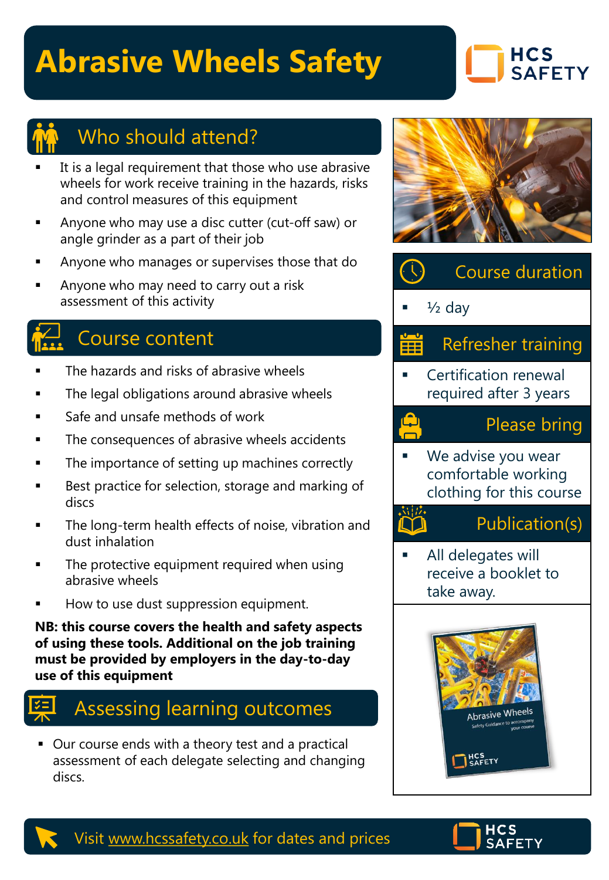# Abrasive Wheels Safety

HCS SAFETY

## Who should attend?

- It is a legal requirement that those who use abrasive wheels for work receive training in the hazards, risks and control measures of this equipment
- Anyone who may use a disc cutter (cut-off saw) or angle grinder as a part of their job
- Anyone who manages or supervises those that do
- Anyone who may need to carry out a risk assessment of this activity

## Course content

- The hazards and risks of abrasive wheels
- The legal obligations around abrasive wheels
- Safe and unsafe methods of work
- The consequences of abrasive wheels accidents
- The importance of setting up machines correctly
- Best practice for selection, storage and marking of discs
- The long-term health effects of noise, vibration and dust inhalation
- The protective equipment required when using abrasive wheels
- How to use dust suppression equipment.

**NB: this course covers the health and safety aspects of using these tools. Additional on the job training must be provided by employers in the day-to-day use of this equipment**

## Assessing learning outcomes

- Our course ends with a theory test and a practical assessment of each delegate selecting and changing discs.

## Course duration

- ½ day

## Refresher training

- Certification renewal required after 3 years

## Please bring

- We advise you wear comfortable working clothing for this course

## Publication(s)

- All delegates will receive a booklet to take away.

Visit www.hcssafety.co.uk for dates and prices

HCS SAFETY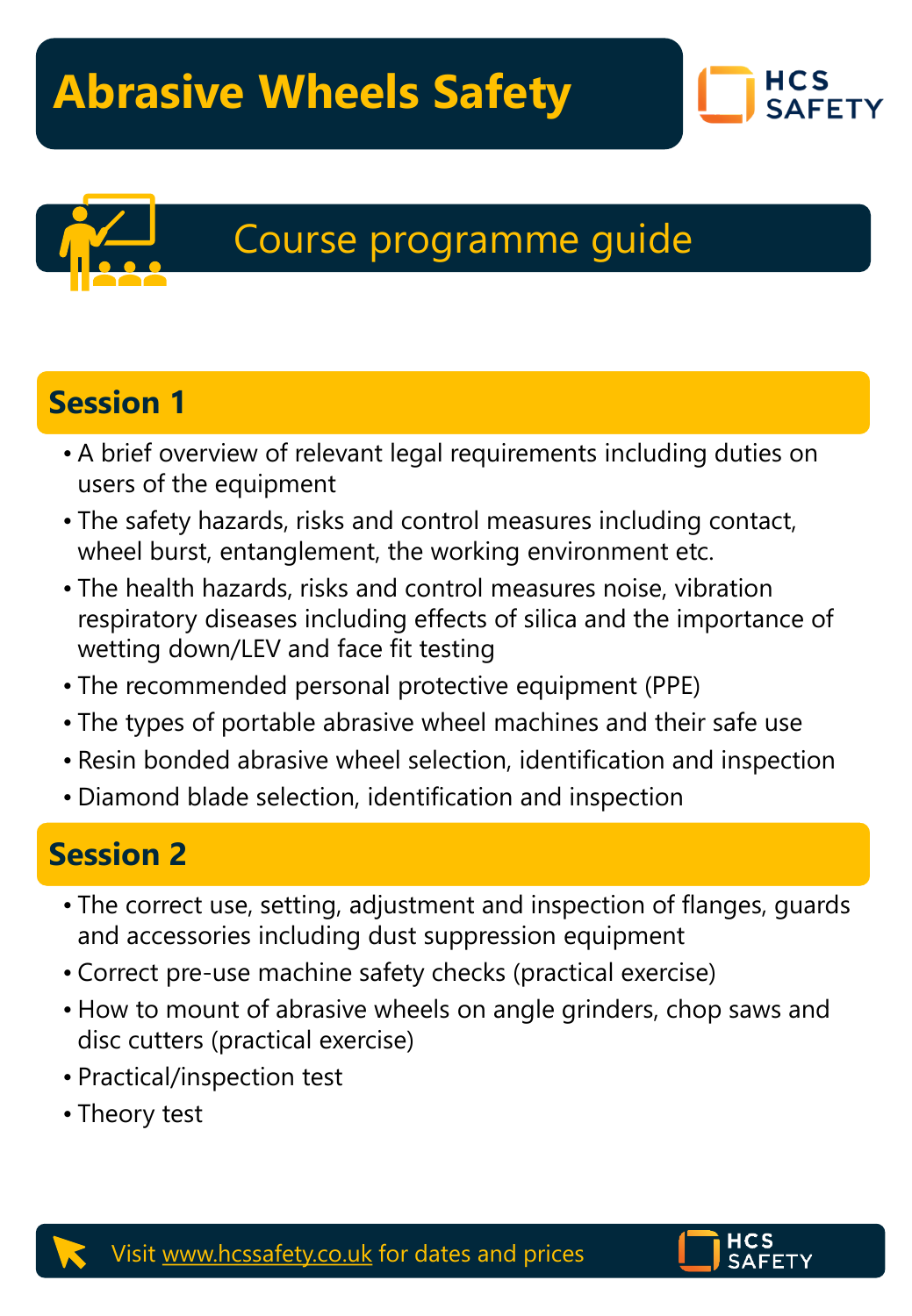# Abrasive Wheels Safety

HCS SAFETY

## Course programme guide

### Session 1

- A brief overview of relevant legal requirements including duties on users of the equipment
- The safety hazards, risks and control measures including contact, wheel burst, entanglement, the working environment etc.
- The health hazards, risks and control measures noise, vibration respiratory diseases including effects of silica and the importance of wetting down/LEV and face fit testing
- The recommended personal protective equipment (PPE)
- The types of portable abrasive wheel machines and their safe use
- Resin bonded abrasive wheel selection, identification and inspection
- Diamond blade selection, identification and inspection

### Session 2

- The correct use, setting, adjustment and inspection of flanges, guards and accessories including dust suppression equipment
- Correct pre-use machine safety checks (practical exercise)
- How to mount of abrasive wheels on angle grinders, chop saws and disc cutters (practical exercise)
- Practical/inspection test
- Theory test

Visit [www.hcssafety.co.uk](http://www.hcssafety.co.uk) for dates and prices

HCS SAFETY